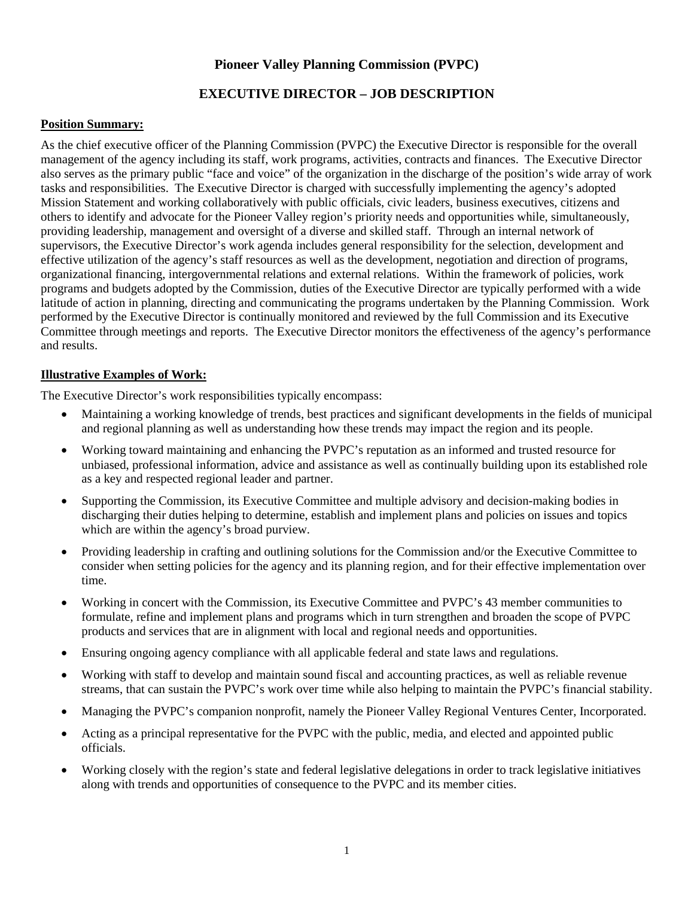# Pioneer Valley Planning Commission (PVPC)

## EXECUTIVE DIRECTOR – JOB DESCRIPTION

**Position Summary:**

As the chief executive officer of the Planning Commission (PVPC) the Executive Director is responsible for the overall management of the agency including its staff, work programs, activities, contracts and finances. The Executive Director also serves as the primary public "face and voice" of the organization in the discharge of the position's wide array of work tasks and responsibilities. The Executive Director is charged with successfully implementing the agency's adopted Mission Statement and working collaboratively with public officials, civic leaders, business executives, citizens and others to identify and advocate for the Pioneer Valley region's priority needs and opportunities while, simultaneously, providing leadership, management and oversight of a diverse and skilled staff. Through an internal network of supervisors, the Executive Director's work agenda includes general responsibility for the selection, development and effective utilization of the agency's staff resources as well as the development, negotiation and direction of programs, organizational financing, intergovernmental relations and external relations. Within the framework of policies, work programs and budgets adopted by the Commission, duties of the Executive Director are typically performed with a wide latitude of action in planning, directing and communicating the programs undertaken by the Planning Commission. Work performed by the Executive Director is continually monitored and reviewed by the full Commission and its Executive Committee through meetings and reports. The Executive Director monitors the effectiveness of the agency's performance and results.

**Illustrative Examples of Work:**

The Executive Director's work responsibilities typically encompass:

- Maintaining a working knowledge of trends, best practices and significant developments in the fields of municipal and regional planning as well as understanding how these trends may impact the region and its people.
- Working toward maintaining and enhancing the PVPC's reputation as an informed and trusted resource for unbiased, professional information, advice and assistance as well as continually building upon its established role as a key and respected regional leader and partner.
- Supporting the Commission, its Executive Committee and multiple advisory and decision-making bodies in discharging their duties helping to determine, establish and implement plans and policies on issues and topics which are within the agency's broad purview.
- Providing leadership in crafting and outlining solutions for the Commission and/or the Executive Committee to consider when setting policies for the agency and its planning region, and for their effective implementation over time.
- Working in concert with the Commission, its Executive Committee and PVPC's 43 member communities to formulate, refine and implement plans and programs which in turn strengthen and broaden the scope of PVPC products and services that are in alignment with local and regional needs and opportunities.
- Ensuring ongoing agency compliance with all applicable federal and state laws and regulations.
- Working with staff to develop and maintain sound fiscal and accounting practices, as well as reliable revenue streams, that can sustain the PVPC's work over time while also helping to maintain the PVPC's financial stability.
- Managing the PVPC's companion nonprofit, namely the Pioneer Valley Regional Ventures Center, Incorporated.
- Acting as a principal representative for the PVPC with the public, media, and elected and appointed public officials.
- Working closely with the region's state and federal legislative delegations in order to track legislative initiatives along with trends and opportunities of consequence to the PVPC and its member cities.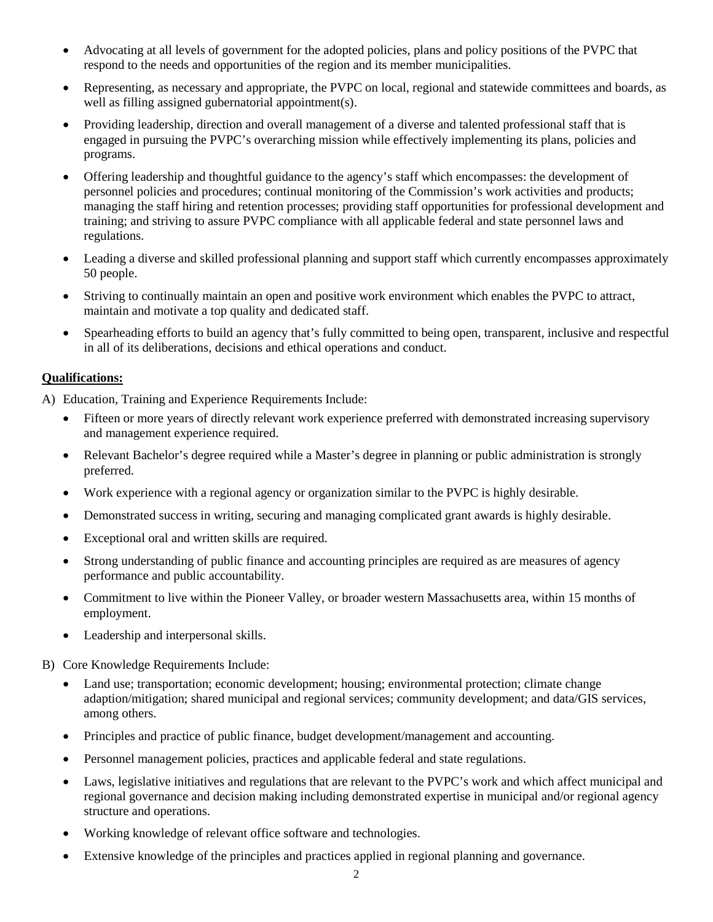- Advocating at all levels of government for the adopted policies, plans and policy positions of the PVPC that respond to the needs and opportunities of the region and its member municipalities.
- Representing, as necessary and appropriate, the PVPC on local, regional and statewide committees and boards, as well as filling assigned gubernatorial appointment(s).
- Providing leadership, direction and overall management of a diverse and talented professional staff that is engaged in pursuing the PVPC's overarching mission while effectively implementing its plans, policies and programs.
- Offering leadership and thoughtful guidance to the agency's staff which encompasses: the development of personnel policies and procedures; continual monitoring of the Commission's work activities and products; managing the staff hiring and retention processes; providing staff opportunities for professional development and training; and striving to assure PVPC compliance with all applicable federal and state personnel laws and regulations.
- Leading a diverse and skilled professional planning and support staff which currently encompasses approximately 50 people.
- Striving to continually maintain an open and positive work environment which enables the PVPC to attract, maintain and motivate a top quality and dedicated staff.
- Spearheading efforts to build an agency that's fully committed to being open, transparent, inclusive and respectful in all of its deliberations, decisions and ethical operations and conduct.

**Qualifications:**

A) Education, Training and Experience Requirements Include:

- Fifteen or more years of directly relevant work experience preferred with demonstrated increasing supervisory and management experience required.
- Relevant Bachelor's degree required while a Master's degree in planning or public administration is strongly preferred.
- Work experience with a regional agency or organization similar to the PVPC is highly desirable.
- Demonstrated success in writing, securing and managing complicated grant awards is highly desirable.
- Exceptional oral and written skills are required.
- Strong understanding of public finance and accounting principles are required as are measures of agency performance and public accountability.
- Commitment to live within the Pioneer Valley, or broader western Massachusetts area, within 15 months of employment.
- Leadership and interpersonal skills.

B) Core Knowledge Requirements Include:

- Land use; transportation; economic development; housing; environmental protection; climate change adaption/mitigation; shared municipal and regional services; community development; and data/GIS services, among others.
- Principles and practice of public finance, budget development/management and accounting.
- Personnel management policies, practices and applicable federal and state regulations.
- Laws, legislative initiatives and regulations that are relevant to the PVPC's work and which affect municipal and regional governance and decision making including demonstrated expertise in municipal and/or regional agency structure and operations.
- Working knowledge of relevant office software and technologies.
- Extensive knowledge of the principles and practices applied in regional planning and governance.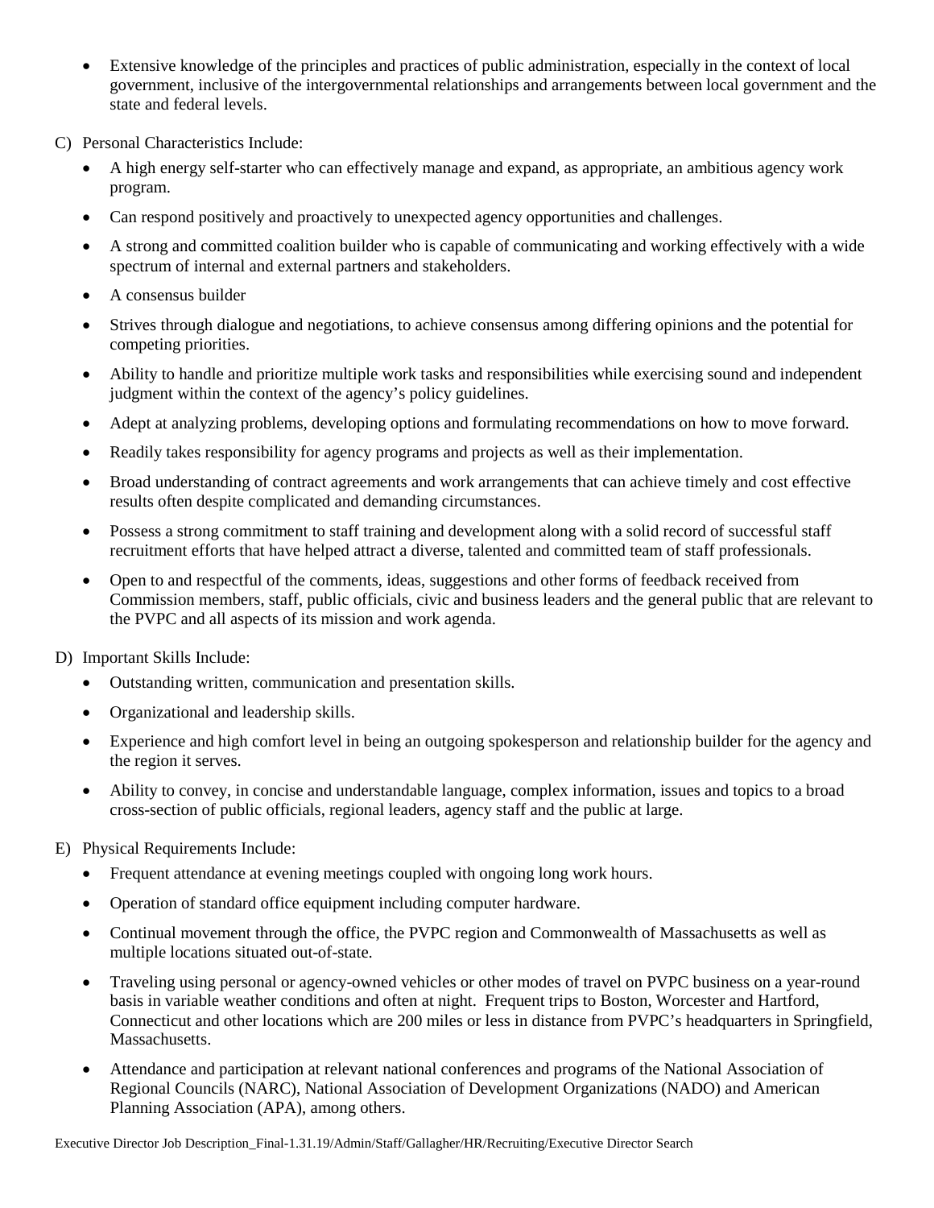- Extensive knowledge of the principles and practices of public administration, especially in the context of local government, inclusive of the intergovernmental relationships and arrangements between local government and the state and federal levels.

C) Personal Characteristics Include:

- A high energy self-starter who can effectively manage and expand, as appropriate, an ambitious agency work program.
- Can respond positively and proactively to unexpected agency opportunities and challenges.
- A strong and committed coalition builder who is capable of communicating and working effectively with a wide spectrum of internal and external partners and stakeholders.
- A consensus builder
- Strives through dialogue and negotiations, to achieve consensus among differing opinions and the potential for competing priorities.
- Ability to handle and prioritize multiple work tasks and responsibilities while exercising sound and independent judgment within the context of the agency's policy guidelines.
- Adept at analyzing problems, developing options and formulating recommendations on how to move forward.
- Readily takes responsibility for agency programs and projects as well as their implementation.
- Broad understanding of contract agreements and work arrangements that can achieve timely and cost effective results often despite complicated and demanding circumstances.
- Possess a strong commitment to staff training and development along with a solid record of successful staff recruitment efforts that have helped attract a diverse, talented and committed team of staff professionals.
- Open to and respectful of the comments, ideas, suggestions and other forms of feedback received from Commission members, staff, public officials, civic and business leaders and the general public that are relevant to the PVPC and all aspects of its mission and work agenda.

D) Important Skills Include:

- Outstanding written, communication and presentation skills.
- Organizational and leadership skills.
- Experience and high comfort level in being an outgoing spokesperson and relationship builder for the agency and the region it serves.
- Ability to convey, in concise and understandable language, complex information, issues and topics to a broad cross-section of public officials, regional leaders, agency staff and the public at large.

E) Physical Requirements Include:

- Frequent attendance at evening meetings coupled with ongoing long work hours.
- Operation of standard office equipment including computer hardware.
- Continual movement through the office, the PVPC region and Commonwealth of Massachusetts as well as multiple locations situated out-of-state.
- Traveling using personal or agency-owned vehicles or other modes of travel on PVPC business on a year-round basis in variable weather conditions and often at night. Frequent trips to Boston, Worcester and Hartford, Connecticut and other locations which are 200 miles or less in distance from PVPC's headquarters in Springfield, Massachusetts.
- Attendance and participation at relevant national conferences and programs of the National Association of Regional Councils (NARC), National Association of Development Organizations (NADO) and American Planning Association (APA), among others.